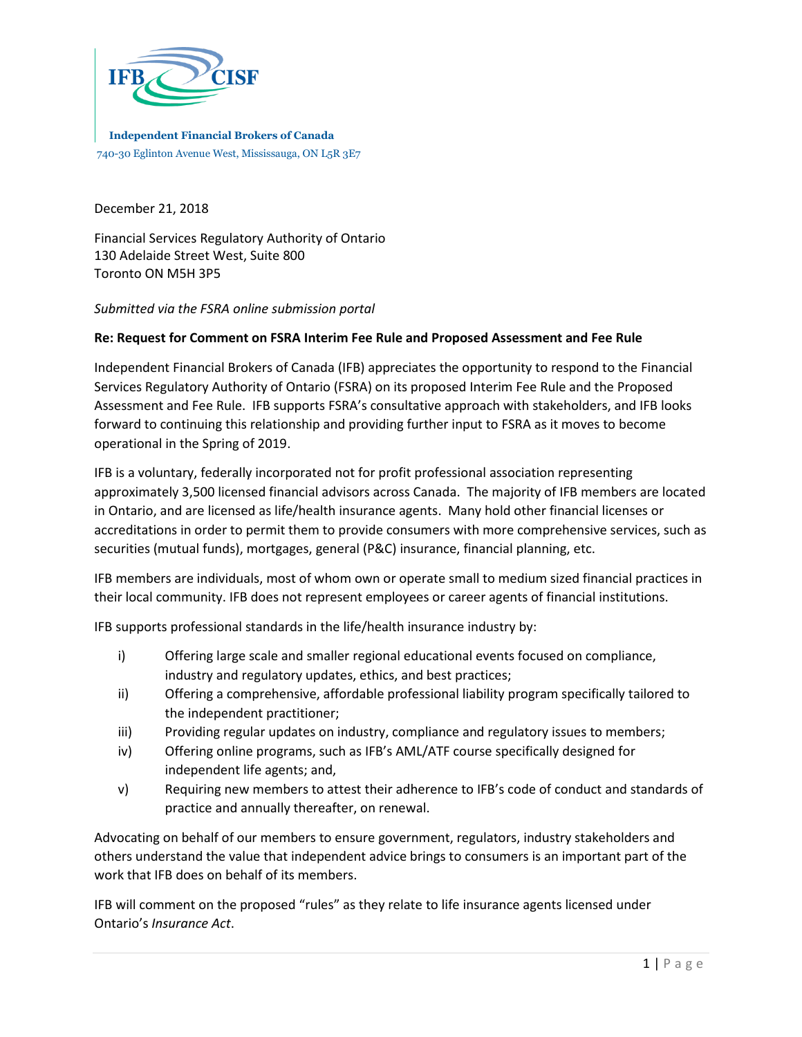IFB CISF

**Independent Financial Brokers of Canada**
740-30 Eglinton Avenue West, Mississauga, ON L5R 3E7

December 21, 2018

Financial Services Regulatory Authority of Ontario
130 Adelaide Street West, Suite 800
Toronto ON M5H 3P5

*Submitted via the FSRA online submission portal*

**Re: Request for Comment on FSRA Interim Fee Rule and Proposed Assessment and Fee Rule**

Independent Financial Brokers of Canada (IFB) appreciates the opportunity to respond to the Financial Services Regulatory Authority of Ontario (FSRA) on its proposed Interim Fee Rule and the Proposed Assessment and Fee Rule. IFB supports FSRA's consultative approach with stakeholders, and IFB looks forward to continuing this relationship and providing further input to FSRA as it moves to become operational in the Spring of 2019.

IFB is a voluntary, federally incorporated not for profit professional association representing approximately 3,500 licensed financial advisors across Canada. The majority of IFB members are located in Ontario, and are licensed as life/health insurance agents. Many hold other financial licenses or accreditations in order to permit them to provide consumers with more comprehensive services, such as securities (mutual funds), mortgages, general (P&C) insurance, financial planning, etc.

IFB members are individuals, most of whom own or operate small to medium sized financial practices in their local community. IFB does not represent employees or career agents of financial institutions.

IFB supports professional standards in the life/health insurance industry by:

i) Offering large scale and smaller regional educational events focused on compliance, industry and regulatory updates, ethics, and best practices;
ii) Offering a comprehensive, affordable professional liability program specifically tailored to the independent practitioner;
iii) Providing regular updates on industry, compliance and regulatory issues to members;
iv) Offering online programs, such as IFB's AML/ATF course specifically designed for independent life agents; and,
v) Requiring new members to attest their adherence to IFB's code of conduct and standards of practice and annually thereafter, on renewal.

Advocating on behalf of our members to ensure government, regulators, industry stakeholders and others understand the value that independent advice brings to consumers is an important part of the work that IFB does on behalf of its members.

IFB will comment on the proposed "rules" as they relate to life insurance agents licensed under Ontario's *Insurance Act*.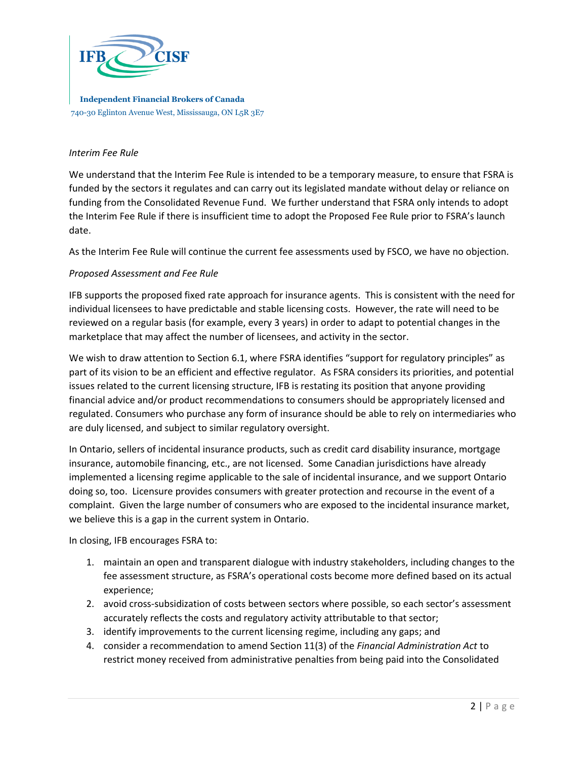**Independent Financial Brokers of Canada**
740-30 Eglinton Avenue West, Mississauga, ON L5R 3E7

*Interim Fee Rule*

We understand that the Interim Fee Rule is intended to be a temporary measure, to ensure that FSRA is funded by the sectors it regulates and can carry out its legislated mandate without delay or reliance on funding from the Consolidated Revenue Fund. We further understand that FSRA only intends to adopt the Interim Fee Rule if there is insufficient time to adopt the Proposed Fee Rule prior to FSRA's launch date.

As the Interim Fee Rule will continue the current fee assessments used by FSCO, we have no objection.

*Proposed Assessment and Fee Rule*

IFB supports the proposed fixed rate approach for insurance agents. This is consistent with the need for individual licensees to have predictable and stable licensing costs. However, the rate will need to be reviewed on a regular basis (for example, every 3 years) in order to adapt to potential changes in the marketplace that may affect the number of licensees, and activity in the sector.

We wish to draw attention to Section 6.1, where FSRA identifies "support for regulatory principles" as part of its vision to be an efficient and effective regulator. As FSRA considers its priorities, and potential issues related to the current licensing structure, IFB is restating its position that anyone providing financial advice and/or product recommendations to consumers should be appropriately licensed and regulated. Consumers who purchase any form of insurance should be able to rely on intermediaries who are duly licensed, and subject to similar regulatory oversight.

In Ontario, sellers of incidental insurance products, such as credit card disability insurance, mortgage insurance, automobile financing, etc., are not licensed. Some Canadian jurisdictions have already implemented a licensing regime applicable to the sale of incidental insurance, and we support Ontario doing so, too. Licensure provides consumers with greater protection and recourse in the event of a complaint. Given the large number of consumers who are exposed to the incidental insurance market, we believe this is a gap in the current system in Ontario.

In closing, IFB encourages FSRA to:

1. maintain an open and transparent dialogue with industry stakeholders, including changes to the fee assessment structure, as FSRA's operational costs become more defined based on its actual experience;
2. avoid cross-subsidization of costs between sectors where possible, so each sector's assessment accurately reflects the costs and regulatory activity attributable to that sector;
3. identify improvements to the current licensing regime, including any gaps; and
4. consider a recommendation to amend Section 11(3) of the *Financial Administration Act* to restrict money received from administrative penalties from being paid into the Consolidated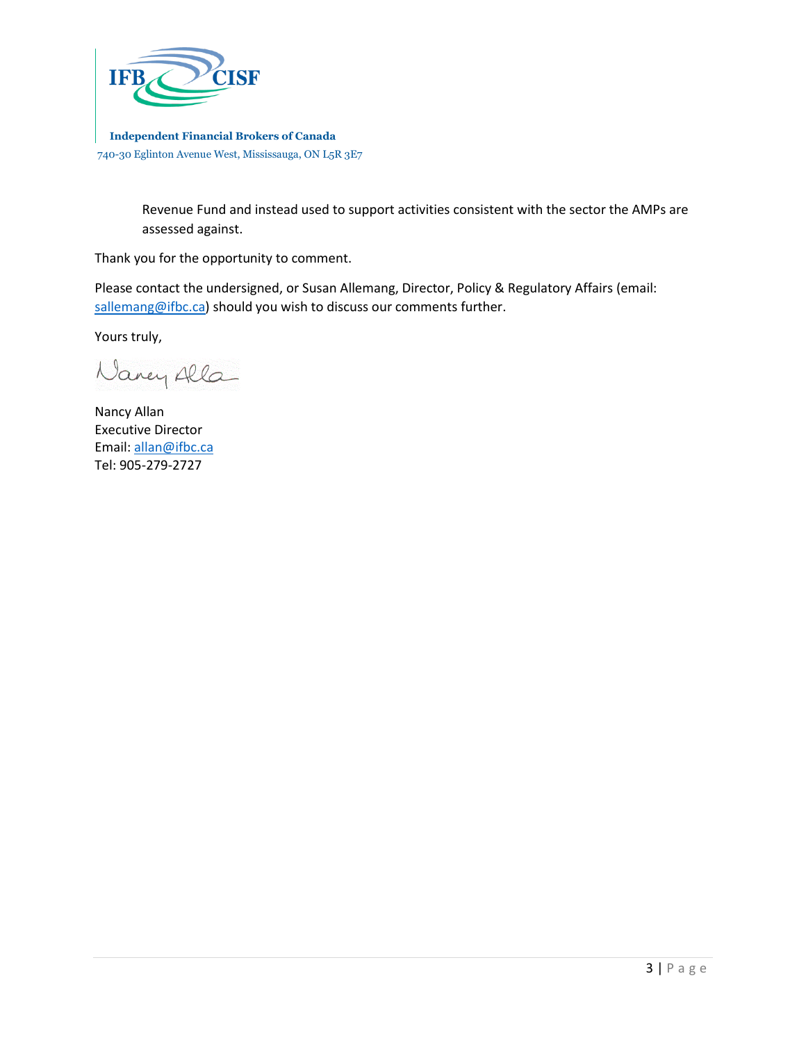Independent Financial Brokers of Canada
740-30 Eglinton Avenue West, Mississauga, ON L5R 3E7

Revenue Fund and instead used to support activities consistent with the sector the AMPs are assessed against.

Thank you for the opportunity to comment.

Please contact the undersigned, or Susan Allemang, Director, Policy & Regulatory Affairs (email: sallemang@ifbc.ca) should you wish to discuss our comments further.

Yours truly,

Nancy Allan

Nancy Allan
Executive Director
Email: allan@ifbc.ca
Tel: 905-279-2727